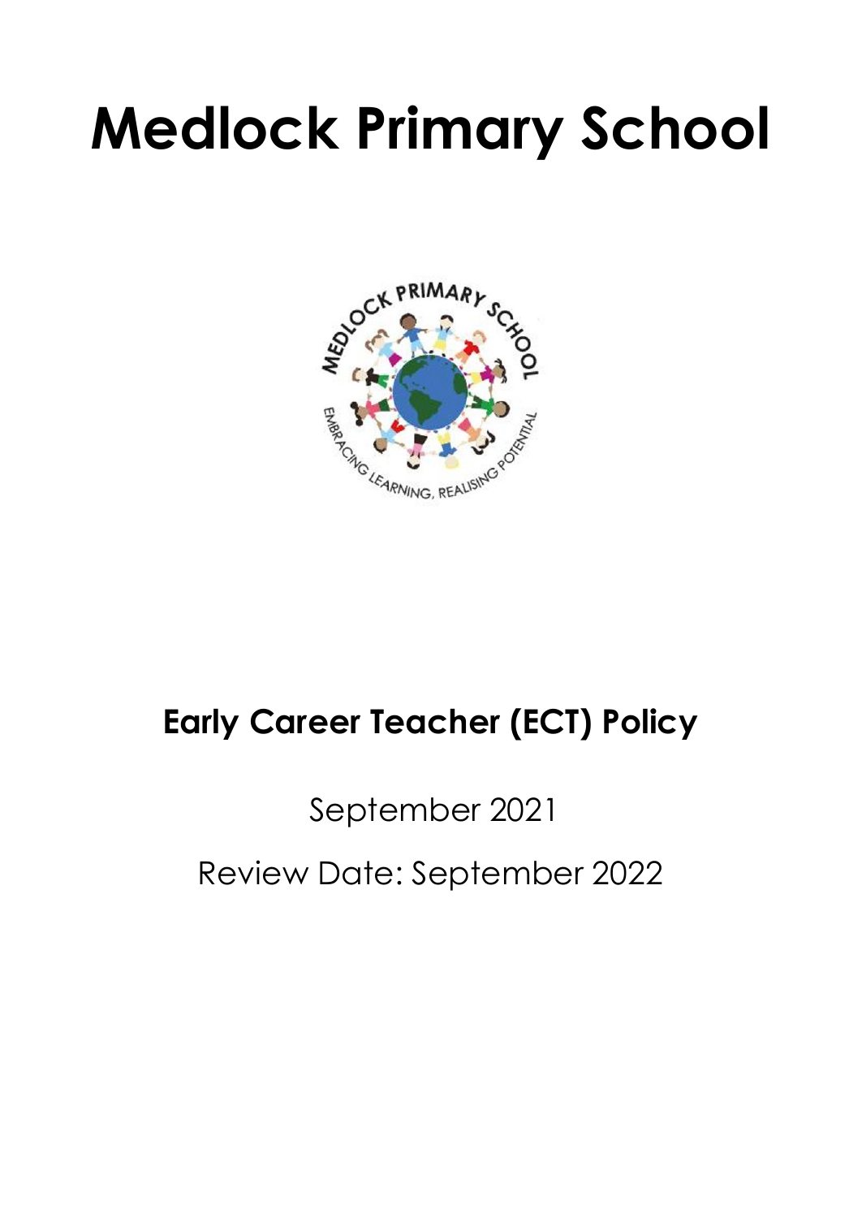# Medlock Primary School

## Early Career Teacher (ECT) Policy

September 2021

Review Date: September 2022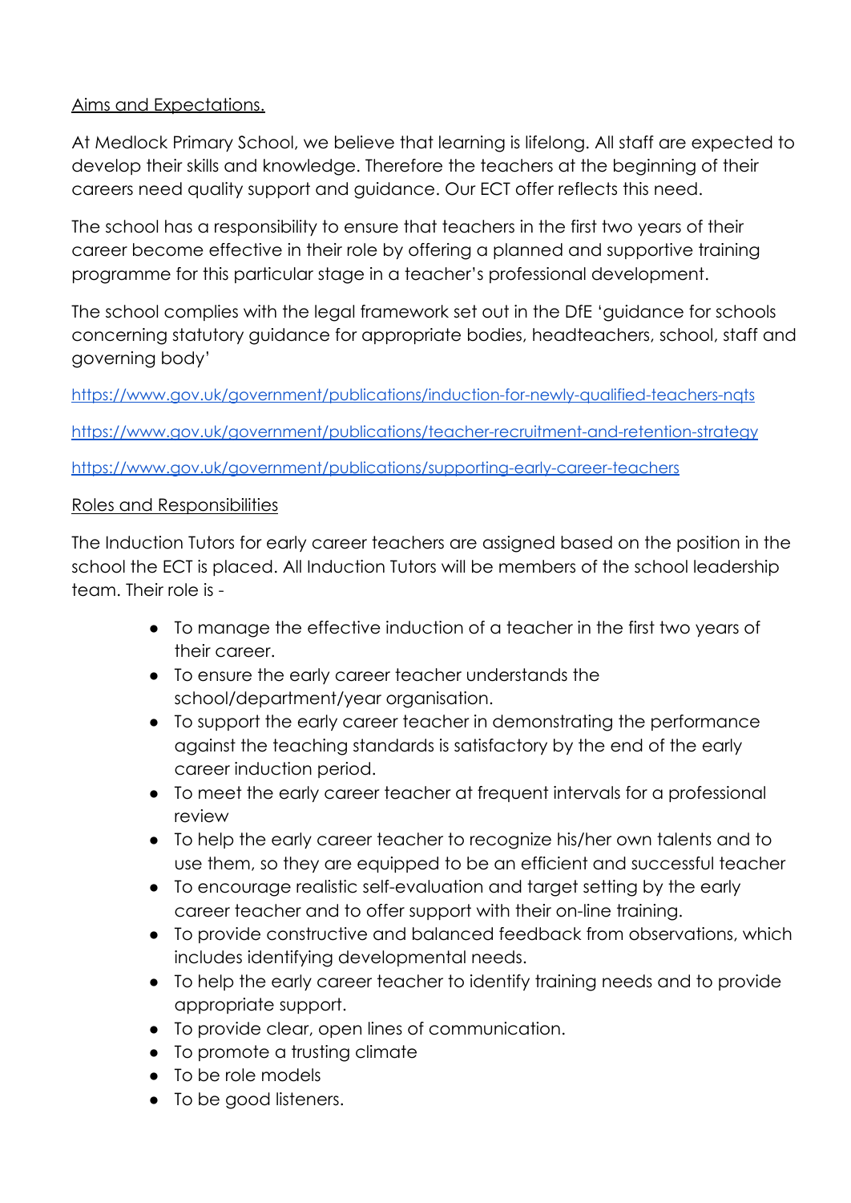## Aims and Expectations.

At Medlock Primary School, we believe that learning is lifelong. All staff are expected to develop their skills and knowledge. Therefore the teachers at the beginning of their careers need quality support and guidance. Our ECT offer reflects this need.

The school has a responsibility to ensure that teachers in the first two years of their career become effective in their role by offering a planned and supportive training programme for this particular stage in a teacher's professional development.

The school complies with the legal framework set out in the DfE 'guidance for schools concerning statutory guidance for appropriate bodies, headteachers, school, staff and governing body'

https://www.gov.uk/government/publications/induction-for-newly-qualified-teachers-nqts

https://www.gov.uk/government/publications/teacher-recruitment-and-retention-strategy

https://www.gov.uk/government/publications/supporting-early-career-teachers

## Roles and Responsibilities

The Induction Tutors for early career teachers are assigned based on the position in the school the ECT is placed. All Induction Tutors will be members of the school leadership team. Their role is -

- To manage the effective induction of a teacher in the first two years of their career.
- To ensure the early career teacher understands the school/department/year organisation.
- To support the early career teacher in demonstrating the performance against the teaching standards is satisfactory by the end of the early career induction period.
- To meet the early career teacher at frequent intervals for a professional review
- To help the early career teacher to recognize his/her own talents and to use them, so they are equipped to be an efficient and successful teacher
- To encourage realistic self-evaluation and target setting by the early career teacher and to offer support with their on-line training.
- To provide constructive and balanced feedback from observations, which includes identifying developmental needs.
- To help the early career teacher to identify training needs and to provide appropriate support.
- To provide clear, open lines of communication.
- To promote a trusting climate
- To be role models
- To be good listeners.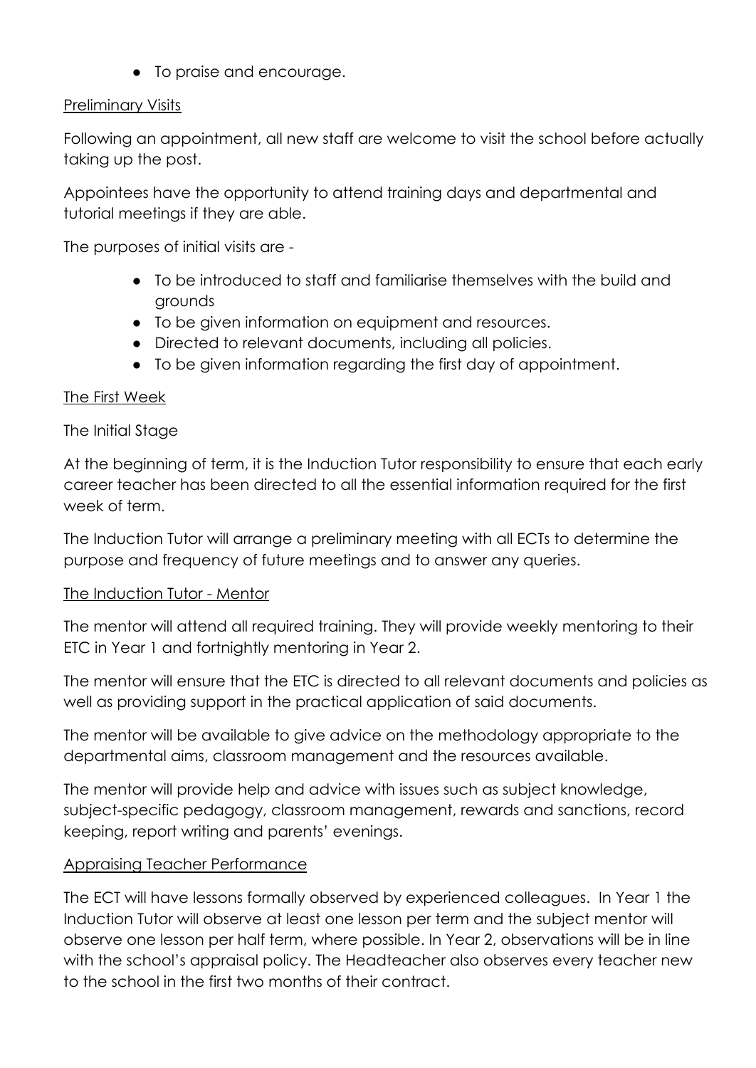- To praise and encourage.

## Preliminary Visits

Following an appointment, all new staff are welcome to visit the school before actually taking up the post.

Appointees have the opportunity to attend training days and departmental and tutorial meetings if they are able.

The purposes of initial visits are -

- To be introduced to staff and familiarise themselves with the build and grounds
- To be given information on equipment and resources.
- Directed to relevant documents, including all policies.
- To be given information regarding the first day of appointment.

## The First Week

The Initial Stage

At the beginning of term, it is the Induction Tutor responsibility to ensure that each early career teacher has been directed to all the essential information required for the first week of term.

The Induction Tutor will arrange a preliminary meeting with all ECTs to determine the purpose and frequency of future meetings and to answer any queries.

## The Induction Tutor - Mentor

The mentor will attend all required training. They will provide weekly mentoring to their ETC in Year 1 and fortnightly mentoring in Year 2.

The mentor will ensure that the ETC is directed to all relevant documents and policies as well as providing support in the practical application of said documents.

The mentor will be available to give advice on the methodology appropriate to the departmental aims, classroom management and the resources available.

The mentor will provide help and advice with issues such as subject knowledge, subject-specific pedagogy, classroom management, rewards and sanctions, record keeping, report writing and parents' evenings.

## Appraising Teacher Performance

The ECT will have lessons formally observed by experienced colleagues. In Year 1 the Induction Tutor will observe at least one lesson per term and the subject mentor will observe one lesson per half term, where possible. In Year 2, observations will be in line with the school's appraisal policy. The Headteacher also observes every teacher new to the school in the first two months of their contract.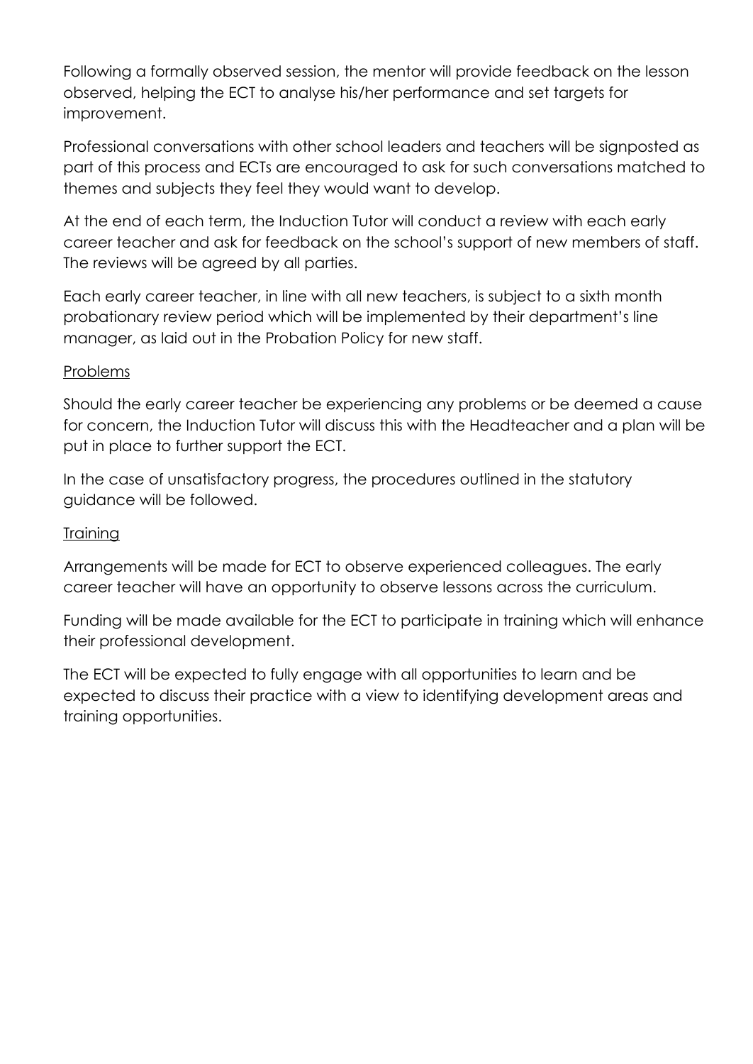Following a formally observed session, the mentor will provide feedback on the lesson observed, helping the ECT to analyse his/her performance and set targets for improvement.

Professional conversations with other school leaders and teachers will be signposted as part of this process and ECTs are encouraged to ask for such conversations matched to themes and subjects they feel they would want to develop.

At the end of each term, the Induction Tutor will conduct a review with each early career teacher and ask for feedback on the school's support of new members of staff. The reviews will be agreed by all parties.

Each early career teacher, in line with all new teachers, is subject to a sixth month probationary review period which will be implemented by their department's line manager, as laid out in the Probation Policy for new staff.

<u>Problems</u>

Should the early career teacher be experiencing any problems or be deemed a cause for concern, the Induction Tutor will discuss this with the Headteacher and a plan will be put in place to further support the ECT.

In the case of unsatisfactory progress, the procedures outlined in the statutory guidance will be followed.

<u>Training</u>

Arrangements will be made for ECT to observe experienced colleagues. The early career teacher will have an opportunity to observe lessons across the curriculum.

Funding will be made available for the ECT to participate in training which will enhance their professional development.

The ECT will be expected to fully engage with all opportunities to learn and be expected to discuss their practice with a view to identifying development areas and training opportunities.